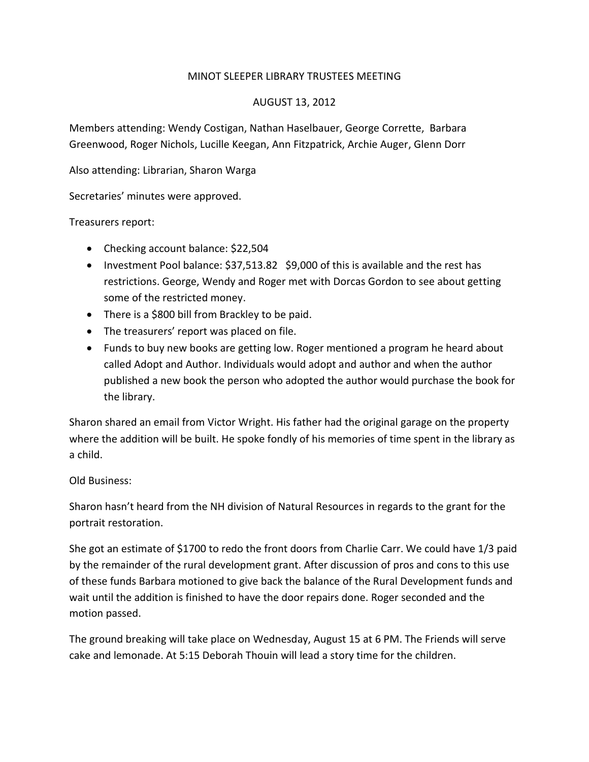# MINOT SLEEPER LIBRARY TRUSTEES MEETING

## AUGUST 13, 2012

Members attending: Wendy Costigan, Nathan Haselbauer, George Corrette, Barbara Greenwood, Roger Nichols, Lucille Keegan, Ann Fitzpatrick, Archie Auger, Glenn Dorr

Also attending: Librarian, Sharon Warga

Secretaries' minutes were approved.

Treasurers report:

- Checking account balance: $22,504
- Investment Pool balance: $37,513.82 $9,000 of this is available and the rest has restrictions. George, Wendy and Roger met with Dorcas Gordon to see about getting some of the restricted money.
- There is a $800 bill from Brackley to be paid.
- The treasurers' report was placed on file.
- Funds to buy new books are getting low. Roger mentioned a program he heard about called Adopt and Author. Individuals would adopt and author and when the author published a new book the person who adopted the author would purchase the book for the library.

Sharon shared an email from Victor Wright. His father had the original garage on the property where the addition will be built. He spoke fondly of his memories of time spent in the library as a child.

Old Business:

Sharon hasn't heard from the NH division of Natural Resources in regards to the grant for the portrait restoration.

She got an estimate of $1700 to redo the front doors from Charlie Carr. We could have 1/3 paid by the remainder of the rural development grant. After discussion of pros and cons to this use of these funds Barbara motioned to give back the balance of the Rural Development funds and wait until the addition is finished to have the door repairs done. Roger seconded and the motion passed.

The ground breaking will take place on Wednesday, August 15 at 6 PM. The Friends will serve cake and lemonade. At 5:15 Deborah Thouin will lead a story time for the children.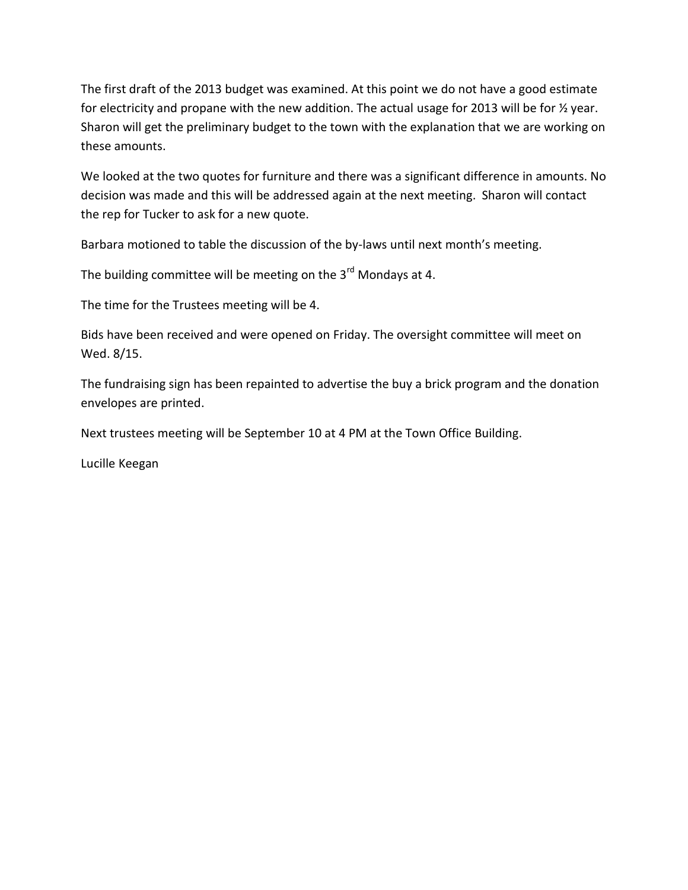The first draft of the 2013 budget was examined. At this point we do not have a good estimate for electricity and propane with the new addition. The actual usage for 2013 will be for ½ year. Sharon will get the preliminary budget to the town with the explanation that we are working on these amounts.

We looked at the two quotes for furniture and there was a significant difference in amounts. No decision was made and this will be addressed again at the next meeting. Sharon will contact the rep for Tucker to ask for a new quote.

Barbara motioned to table the discussion of the by-laws until next month's meeting.

The building committee will be meeting on the 3rd Mondays at 4.

The time for the Trustees meeting will be 4.

Bids have been received and were opened on Friday. The oversight committee will meet on Wed. 8/15.

The fundraising sign has been repainted to advertise the buy a brick program and the donation envelopes are printed.

Next trustees meeting will be September 10 at 4 PM at the Town Office Building.

Lucille Keegan